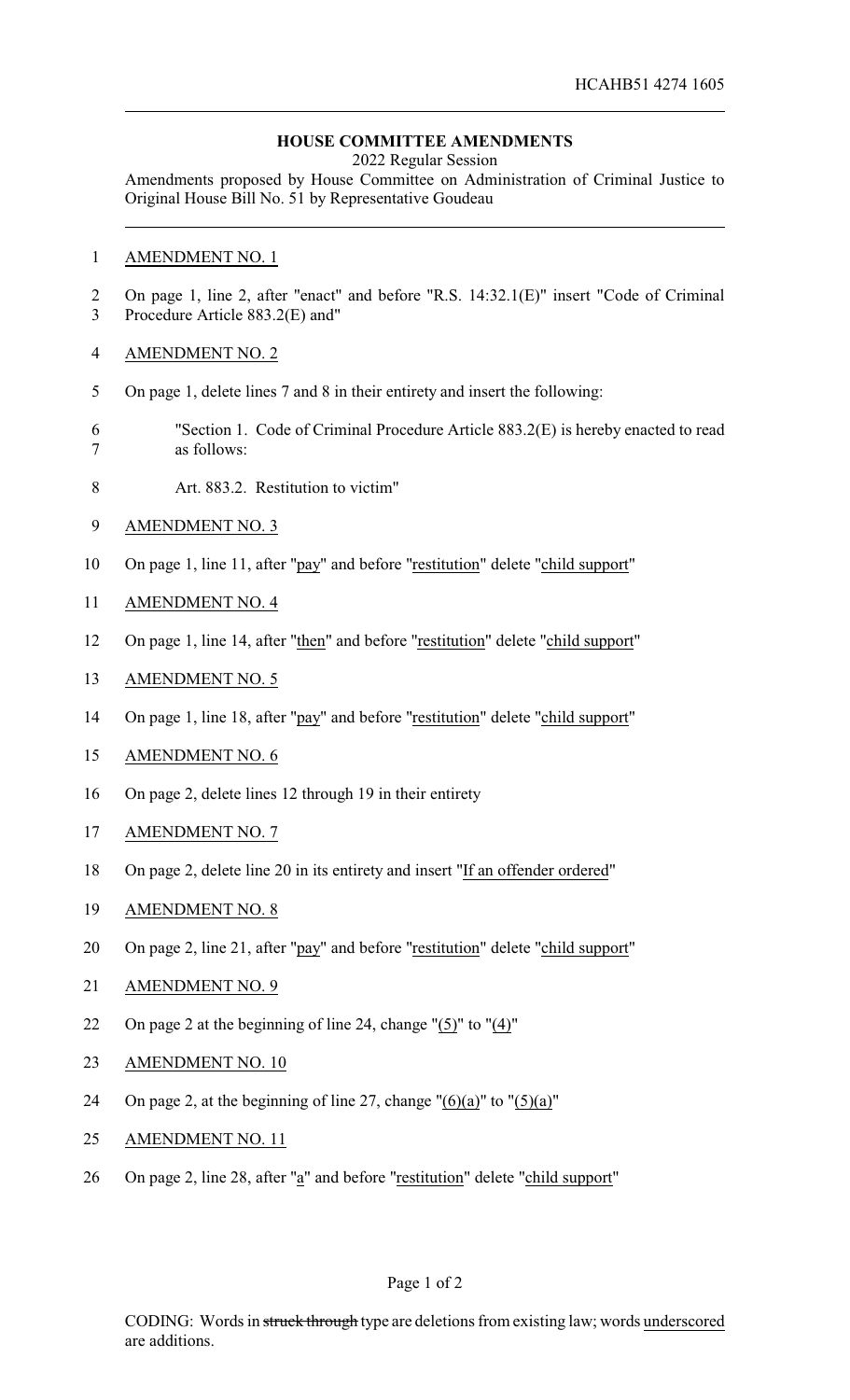HCAHB51 4274 1605

## HOUSE COMMITTEE AMENDMENTS

2022 Regular Session

Amendments proposed by House Committee on Administration of Criminal Justice to Original House Bill No. 51 by Representative Goudeau

AMENDMENT NO. 1

On page 1, line 2, after "enact" and before "R.S. 14:32.1(E)" insert "Code of Criminal Procedure Article 883.2(E) and"

AMENDMENT NO. 2

On page 1, delete lines 7 and 8 in their entirety and insert the following:

"Section 1. Code of Criminal Procedure Article 883.2(E) is hereby enacted to read as follows:

Art. 883.2. Restitution to victim"

AMENDMENT NO. 3

On page 1, line 11, after "pay" and before "restitution" delete "child support"

AMENDMENT NO. 4

On page 1, line 14, after "then" and before "restitution" delete "child support"

AMENDMENT NO. 5

On page 1, line 18, after "pay" and before "restitution" delete "child support"

AMENDMENT NO. 6

On page 2, delete lines 12 through 19 in their entirety

AMENDMENT NO. 7

On page 2, delete line 20 in its entirety and insert "If an offender ordered"

AMENDMENT NO. 8

On page 2, line 21, after "pay" and before "restitution" delete "child support"

AMENDMENT NO. 9

On page 2 at the beginning of line 24, change "(5)" to "(4)"

AMENDMENT NO. 10

On page 2, at the beginning of line 27, change "(6)(a)" to "(5)(a)"

AMENDMENT NO. 11

On page 2, line 28, after "a" and before "restitution" delete "child support"

CODING: Words in ~~struck through~~ type are deletions from existing law; words underscored are additions.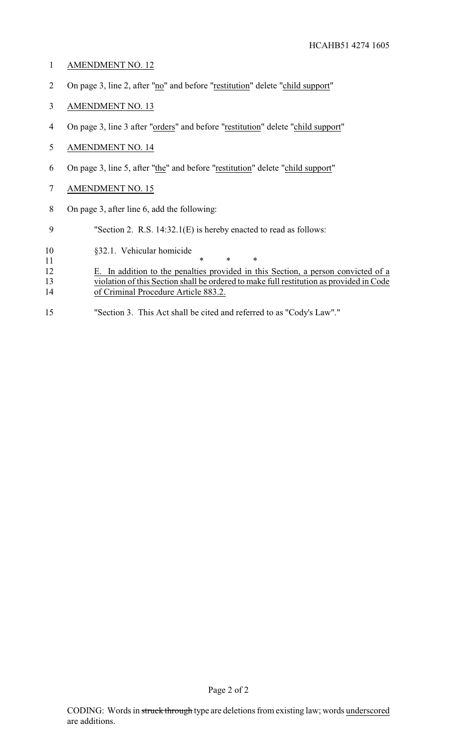AMENDMENT NO. 12

On page 3, line 2, after "<u>no</u>" and before "<u>restitution</u>" delete "<u>child support</u>"

AMENDMENT NO. 13

On page 3, line 3 after "<u>orders</u>" and before "<u>restitution</u>" delete "<u>child support</u>"

AMENDMENT NO. 14

On page 3, line 5, after "<u>the</u>" and before "<u>restitution</u>" delete "<u>child support</u>"

AMENDMENT NO. 15

On page 3, after line 6, add the following:

"Section 2. R.S. 14:32.1(E) is hereby enacted to read as follows:

§32.1. Vehicular homicide

\* \* \*

<u>E. In addition to the penalties provided in this Section, a person convicted of a violation of this Section shall be ordered to make full restitution as provided in Code of Criminal Procedure Article 883.2.</u>

"Section 3. This Act shall be cited and referred to as "Cody's Law"."

CODING: Words in ~~struck through~~ type are deletions from existing law; words <u>underscored</u> are additions.